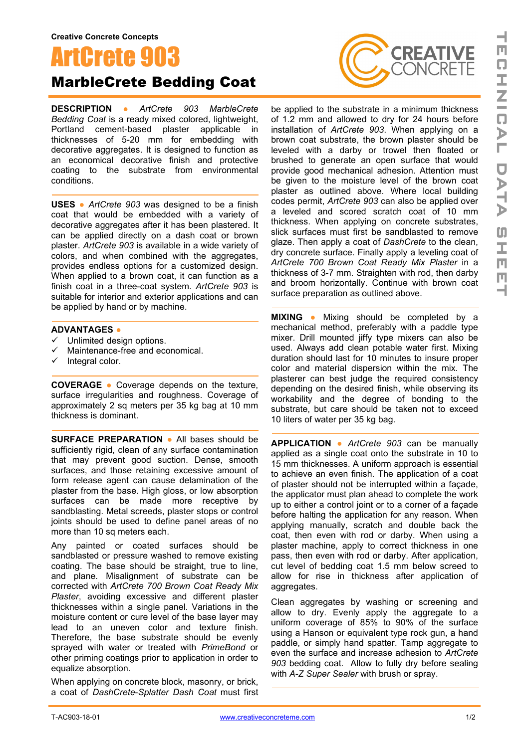Creative Concrete Concepts

# ArtCrete 903

## MarbleCrete Bedding Coat

**DESCRIPTION** • *ArtCrete 903 MarbleCrete Bedding Coat* is a ready mixed colored, lightweight, Portland cement-based plaster applicable in thicknesses of 5-20 mm for embedding with decorative aggregates. It is designed to function as an economical decorative finish and protective coating to the substrate from environmental conditions.

**USES** • *ArtCrete 903* was designed to be a finish coat that would be embedded with a variety of decorative aggregates after it has been plastered. It can be applied directly on a dash coat or brown plaster. *ArtCrete 903* is available in a wide variety of colors, and when combined with the aggregates, provides endless options for a customized design. When applied to a brown coat, it can function as a finish coat in a three-coat system. *ArtCrete 903* is suitable for interior and exterior applications and can be applied by hand or by machine.

**ADVANTAGES** •

- ✓ Unlimited design options.
- ✓ Maintenance-free and economical.
- ✓ Integral color.

**COVERAGE** • Coverage depends on the texture, surface irregularities and roughness. Coverage of approximately 2 sq meters per 35 kg bag at 10 mm thickness is dominant.

**SURFACE PREPARATION** • All bases should be sufficiently rigid, clean of any surface contamination that may prevent good suction. Dense, smooth surfaces, and those retaining excessive amount of form release agent can cause delamination of the plaster from the base. High gloss, or low absorption surfaces can be made more receptive by sandblasting. Metal screeds, plaster stops or control joints should be used to define panel areas of no more than 10 sq meters each.

Any painted or coated surfaces should be sandblasted or pressure washed to remove existing coating. The base should be straight, true to line, and plane. Misalignment of substrate can be corrected with *ArtCrete 700 Brown Coat Ready Mix Plaster*, avoiding excessive and different plaster thicknesses within a single panel. Variations in the moisture content or cure level of the base layer may lead to an uneven color and texture finish. Therefore, the base substrate should be evenly sprayed with water or treated with *PrimeBond* or other priming coatings prior to application in order to equalize absorption.

When applying on concrete block, masonry, or brick, a coat of *DashCrete-Splatter Dash Coat* must first be applied to the substrate in a minimum thickness of 1.2 mm and allowed to dry for 24 hours before installation of *ArtCrete 903*. When applying on a brown coat substrate, the brown plaster should be leveled with a darby or trowel then floated or brushed to generate an open surface that would provide good mechanical adhesion. Attention must be given to the moisture level of the brown coat plaster as outlined above. Where local building codes permit, *ArtCrete 903* can also be applied over a leveled and scored scratch coat of 10 mm thickness. When applying on concrete substrates, slick surfaces must first be sandblasted to remove glaze. Then apply a coat of *DashCrete* to the clean, dry concrete surface. Finally apply a leveling coat of *ArtCrete 700 Brown Coat Ready Mix Plaster* in a thickness of 3-7 mm. Straighten with rod, then darby and broom horizontally. Continue with brown coat surface preparation as outlined above.

**MIXING** • Mixing should be completed by a mechanical method, preferably with a paddle type mixer. Drill mounted jiffy type mixers can also be used. Always add clean potable water first. Mixing duration should last for 10 minutes to insure proper color and material dispersion within the mix. The plasterer can best judge the required consistency depending on the desired finish, while observing its workability and the degree of bonding to the substrate, but care should be taken not to exceed 10 liters of water per 35 kg bag.

**APPLICATION** • *ArtCrete 903* can be manually applied as a single coat onto the substrate in 10 to 15 mm thicknesses. A uniform approach is essential to achieve an even finish. The application of a coat of plaster should not be interrupted within a façade, the applicator must plan ahead to complete the work up to either a control joint or to a corner of a façade before halting the application for any reason. When applying manually, scratch and double back the coat, then even with rod or darby. When using a plaster machine, apply to correct thickness in one pass, then even with rod or darby. After application, cut level of bedding coat 1.5 mm below screed to allow for rise in thickness after application of aggregates.

Clean aggregates by washing or screening and allow to dry. Evenly apply the aggregate to a uniform coverage of 85% to 90% of the surface using a Hanson or equivalent type rock gun, a hand paddle, or simply hand spatter. Tamp aggregate to even the surface and increase adhesion to *ArtCrete 903* bedding coat. Allow to fully dry before sealing with *A-Z Super Sealer* with brush or spray.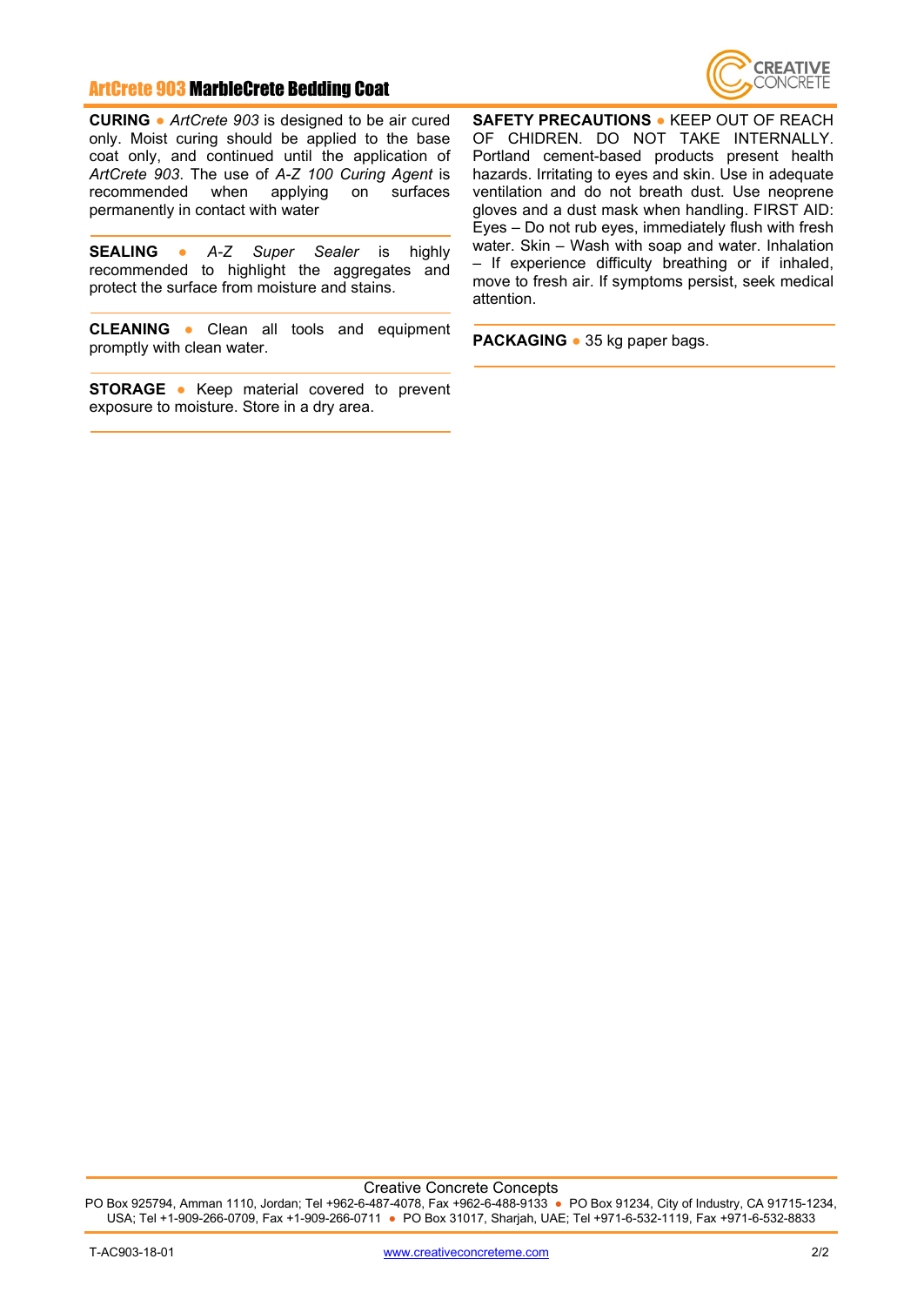**CURING** ● *ArtCrete 903* is designed to be air cured only. Moist curing should be applied to the base coat only, and continued until the application of *ArtCrete 903*. The use of *A-Z 100 Curing Agent* is recommended when applying on surfaces permanently in contact with water

**SEALING** ● *A-Z Super Sealer* is highly recommended to highlight the aggregates and protect the surface from moisture and stains.

**CLEANING** ● Clean all tools and equipment promptly with clean water.

**STORAGE** ● Keep material covered to prevent exposure to moisture. Store in a dry area.

**SAFETY PRECAUTIONS** ● KEEP OUT OF REACH OF CHIDREN. DO NOT TAKE INTERNALLY. Portland cement-based products present health hazards. Irritating to eyes and skin. Use in adequate ventilation and do not breath dust. Use neoprene gloves and a dust mask when handling. FIRST AID: Eyes – Do not rub eyes, immediately flush with fresh water. Skin – Wash with soap and water. Inhalation – If experience difficulty breathing or if inhaled, move to fresh air. If symptoms persist, seek medical attention.

**PACKAGING** ● 35 kg paper bags.

Creative Concrete Concepts

PO Box 925794, Amman 1110, Jordan; Tel +962-6-487-4078, Fax +962-6-488-9133 ● PO Box 91234, City of Industry, CA 91715-1234, USA; Tel +1-909-266-0709, Fax +1-909-266-0711 ● PO Box 31017, Sharjah, UAE; Tel +971-6-532-1119, Fax +971-6-532-8833

T-AC903-18-01 www.creativeconcreteme.com